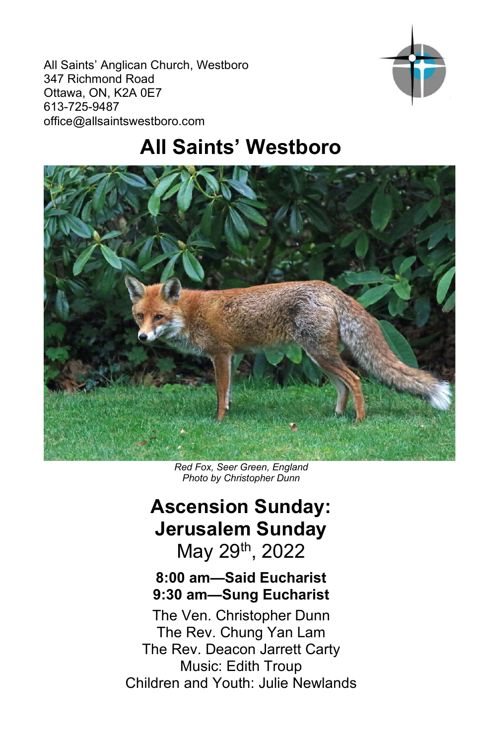All Saints' Anglican Church, Westboro
347 Richmond Road
Ottawa, ON, K2A 0E7
613-725-9487
office@allsaintswestboro.com

# All Saints' Westboro

*Red Fox, Seer Green, England*
*Photo by Christopher Dunn*

## Ascension Sunday: Jerusalem Sunday

May 29th, 2022

**8:00 am—Said Eucharist**
**9:30 am—Sung Eucharist**

The Ven. Christopher Dunn
The Rev. Chung Yan Lam
The Rev. Deacon Jarrett Carty
Music: Edith Troup
Children and Youth: Julie Newlands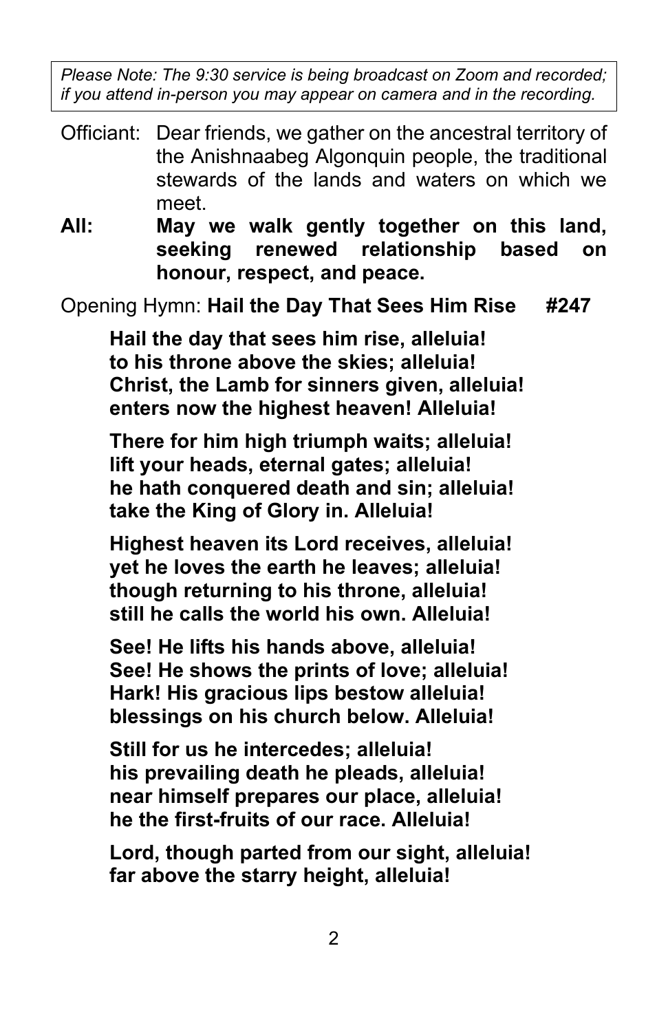*Please Note: The 9:30 service is being broadcast on Zoom and recorded; if you attend in-person you may appear on camera and in the recording.*

Officiant: Dear friends, we gather on the ancestral territory of the Anishnaabeg Algonquin people, the traditional stewards of the lands and waters on which we meet.

**All: May we walk gently together on this land, seeking renewed relationship based on honour, respect, and peace.**

Opening Hymn: **Hail the Day That Sees Him Rise #247**

**Hail the day that sees him rise, alleluia!**
**to his throne above the skies; alleluia!**
**Christ, the Lamb for sinners given, alleluia!**
**enters now the highest heaven! Alleluia!**

**There for him high triumph waits; alleluia!**
**lift your heads, eternal gates; alleluia!**
**he hath conquered death and sin; alleluia!**
**take the King of Glory in. Alleluia!**

**Highest heaven its Lord receives, alleluia!**
**yet he loves the earth he leaves; alleluia!**
**though returning to his throne, alleluia!**
**still he calls the world his own. Alleluia!**

**See! He lifts his hands above, alleluia!**
**See! He shows the prints of love; alleluia!**
**Hark! His gracious lips bestow alleluia!**
**blessings on his church below. Alleluia!**

**Still for us he intercedes; alleluia!**
**his prevailing death he pleads, alleluia!**
**near himself prepares our place, alleluia!**
**he the first-fruits of our race. Alleluia!**

**Lord, though parted from our sight, alleluia!**
**far above the starry height, alleluia!**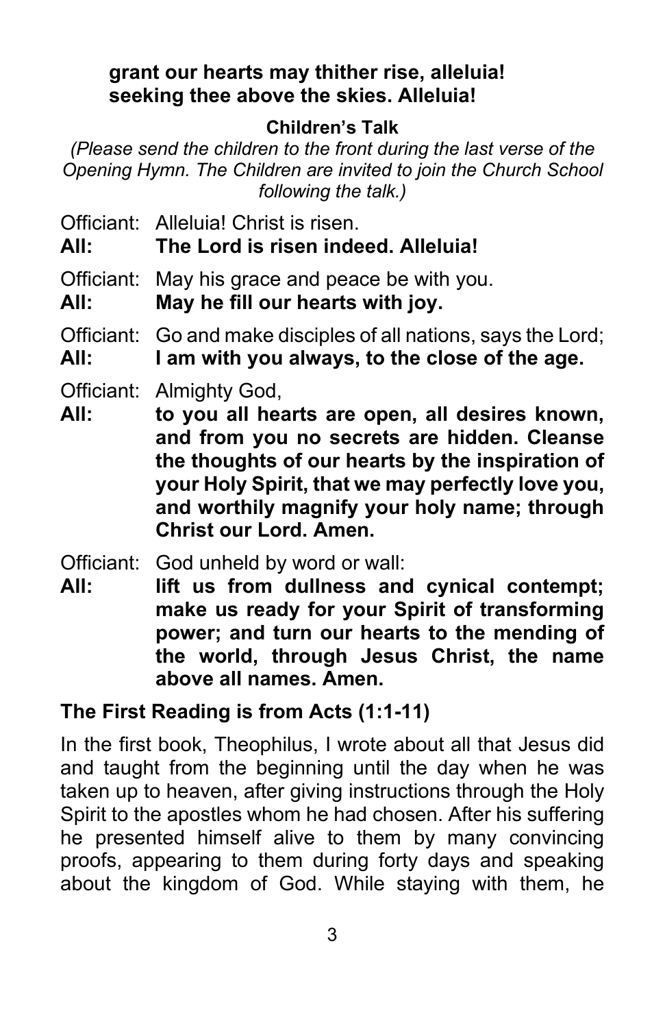**grant our hearts may thither rise, alleluia!**
**seeking thee above the skies. Alleluia!**

**Children's Talk**

*(Please send the children to the front during the last verse of the Opening Hymn. The Children are invited to join the Church School following the talk.)*

Officiant: Alleluia! Christ is risen.
**All: The Lord is risen indeed. Alleluia!**

Officiant: May his grace and peace be with you.
**All: May he fill our hearts with joy.**

Officiant: Go and make disciples of all nations, says the Lord;
**All: I am with you always, to the close of the age.**

Officiant: Almighty God,
**All: to you all hearts are open, all desires known, and from you no secrets are hidden. Cleanse the thoughts of our hearts by the inspiration of your Holy Spirit, that we may perfectly love you, and worthily magnify your holy name; through Christ our Lord. Amen.**

Officiant: God unheld by word or wall:
**All: lift us from dullness and cynical contempt; make us ready for your Spirit of transforming power; and turn our hearts to the mending of the world, through Jesus Christ, the name above all names. Amen.**

**The First Reading is from Acts (1:1-11)**

In the first book, Theophilus, I wrote about all that Jesus did and taught from the beginning until the day when he was taken up to heaven, after giving instructions through the Holy Spirit to the apostles whom he had chosen. After his suffering he presented himself alive to them by many convincing proofs, appearing to them during forty days and speaking about the kingdom of God. While staying with them, he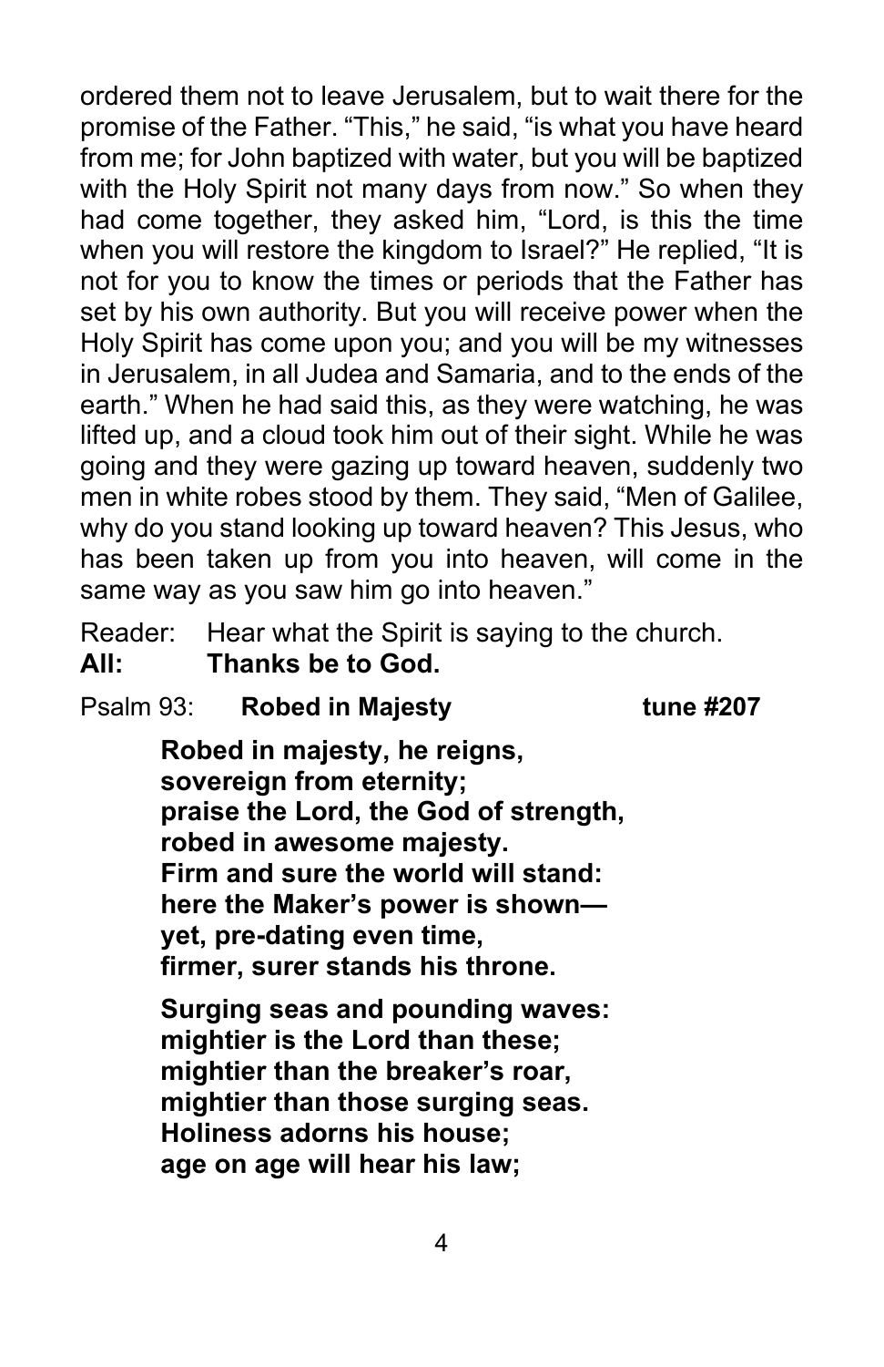ordered them not to leave Jerusalem, but to wait there for the promise of the Father. "This," he said, "is what you have heard from me; for John baptized with water, but you will be baptized with the Holy Spirit not many days from now." So when they had come together, they asked him, "Lord, is this the time when you will restore the kingdom to Israel?" He replied, "It is not for you to know the times or periods that the Father has set by his own authority. But you will receive power when the Holy Spirit has come upon you; and you will be my witnesses in Jerusalem, in all Judea and Samaria, and to the ends of the earth." When he had said this, as they were watching, he was lifted up, and a cloud took him out of their sight. While he was going and they were gazing up toward heaven, suddenly two men in white robes stood by them. They said, "Men of Galilee, why do you stand looking up toward heaven? This Jesus, who has been taken up from you into heaven, will come in the same way as you saw him go into heaven."

Reader: Hear what the Spirit is saying to the church.
**All: Thanks be to God.**

Psalm 93: **Robed in Majesty** **tune #207**

**Robed in majesty, he reigns,
sovereign from eternity;
praise the Lord, the God of strength,
robed in awesome majesty.
Firm and sure the world will stand:
here the Maker's power is shown—
yet, pre-dating even time,
firmer, surer stands his throne.**

**Surging seas and pounding waves:
mightier is the Lord than these;
mightier than the breaker's roar,
mightier than those surging seas.
Holiness adorns his house;
age on age will hear his law;**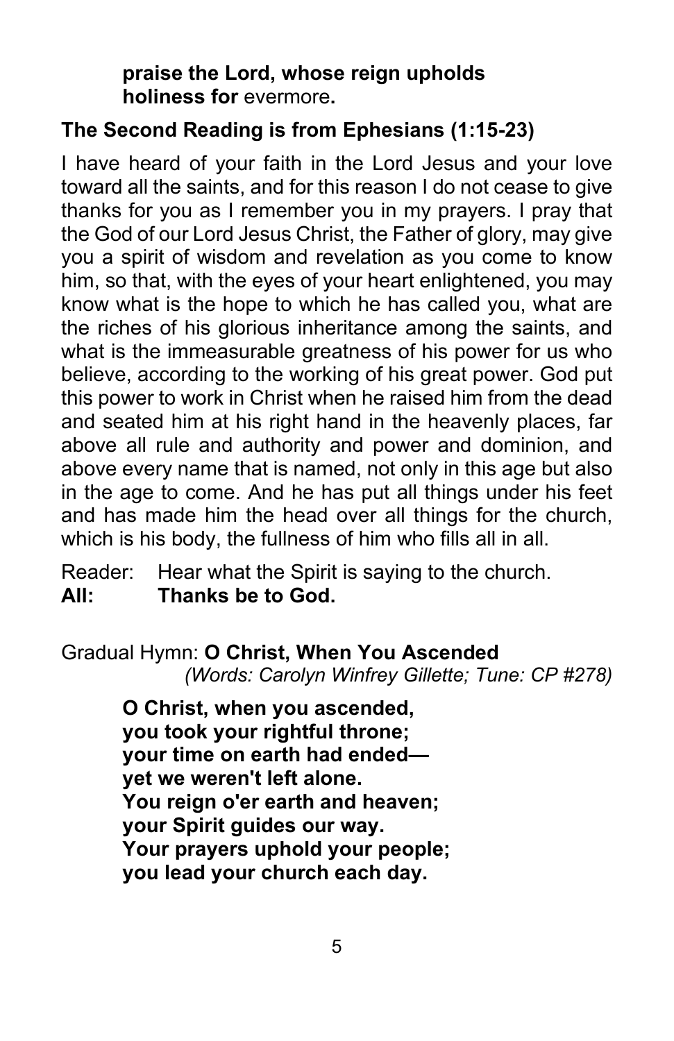**praise the Lord, whose reign upholds**
**holiness for** evermore**.**

**The Second Reading is from Ephesians (1:15-23)**

I have heard of your faith in the Lord Jesus and your love toward all the saints, and for this reason I do not cease to give thanks for you as I remember you in my prayers. I pray that the God of our Lord Jesus Christ, the Father of glory, may give you a spirit of wisdom and revelation as you come to know him, so that, with the eyes of your heart enlightened, you may know what is the hope to which he has called you, what are the riches of his glorious inheritance among the saints, and what is the immeasurable greatness of his power for us who believe, according to the working of his great power. God put this power to work in Christ when he raised him from the dead and seated him at his right hand in the heavenly places, far above all rule and authority and power and dominion, and above every name that is named, not only in this age but also in the age to come. And he has put all things under his feet and has made him the head over all things for the church, which is his body, the fullness of him who fills all in all.

Reader: Hear what the Spirit is saying to the church.
**All: Thanks be to God.**

Gradual Hymn: **O Christ, When You Ascended**
*(Words: Carolyn Winfrey Gillette; Tune: CP #278)*

**O Christ, when you ascended,**
**you took your rightful throne;**
**your time on earth had ended—**
**yet we weren't left alone.**
**You reign o'er earth and heaven;**
**your Spirit guides our way.**
**Your prayers uphold your people;**
**you lead your church each day.**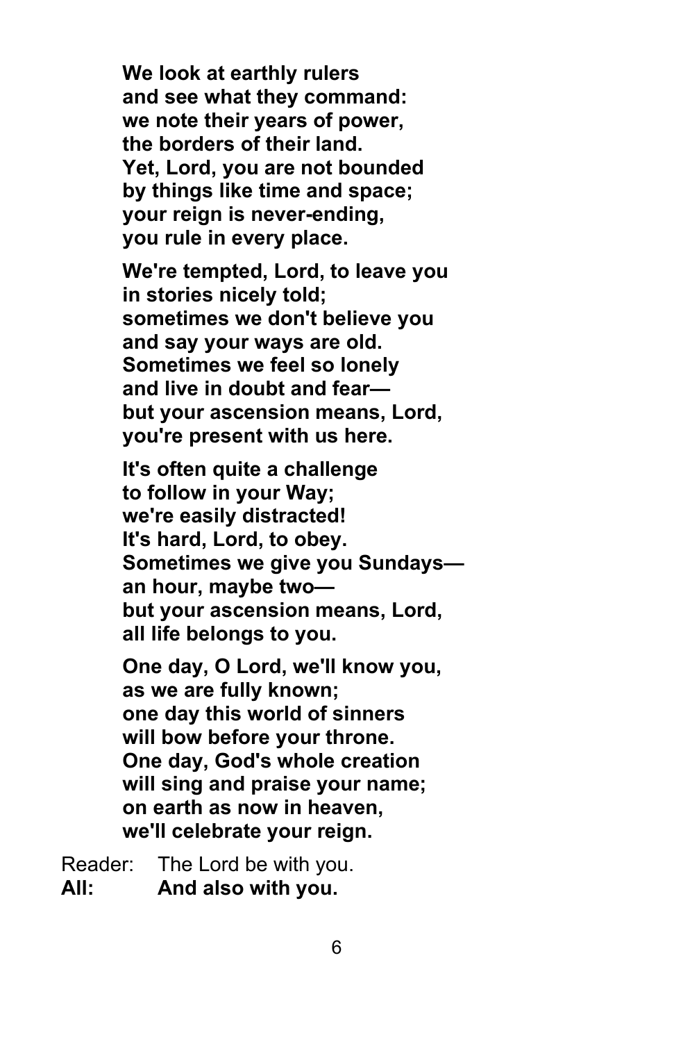**We look at earthly rulers**
**and see what they command:**
**we note their years of power,**
**the borders of their land.**
**Yet, Lord, you are not bounded**
**by things like time and space;**
**your reign is never-ending,**
**you rule in every place.**

**We're tempted, Lord, to leave you**
**in stories nicely told;**
**sometimes we don't believe you**
**and say your ways are old.**
**Sometimes we feel so lonely**
**and live in doubt and fear—**
**but your ascension means, Lord,**
**you're present with us here.**

**It's often quite a challenge**
**to follow in your Way;**
**we're easily distracted!**
**It's hard, Lord, to obey.**
**Sometimes we give you Sundays—**
**an hour, maybe two—**
**but your ascension means, Lord,**
**all life belongs to you.**

**One day, O Lord, we'll know you,**
**as we are fully known;**
**one day this world of sinners**
**will bow before your throne.**
**One day, God's whole creation**
**will sing and praise your name;**
**on earth as now in heaven,**
**we'll celebrate your reign.**

Reader: The Lord be with you.
**All: And also with you.**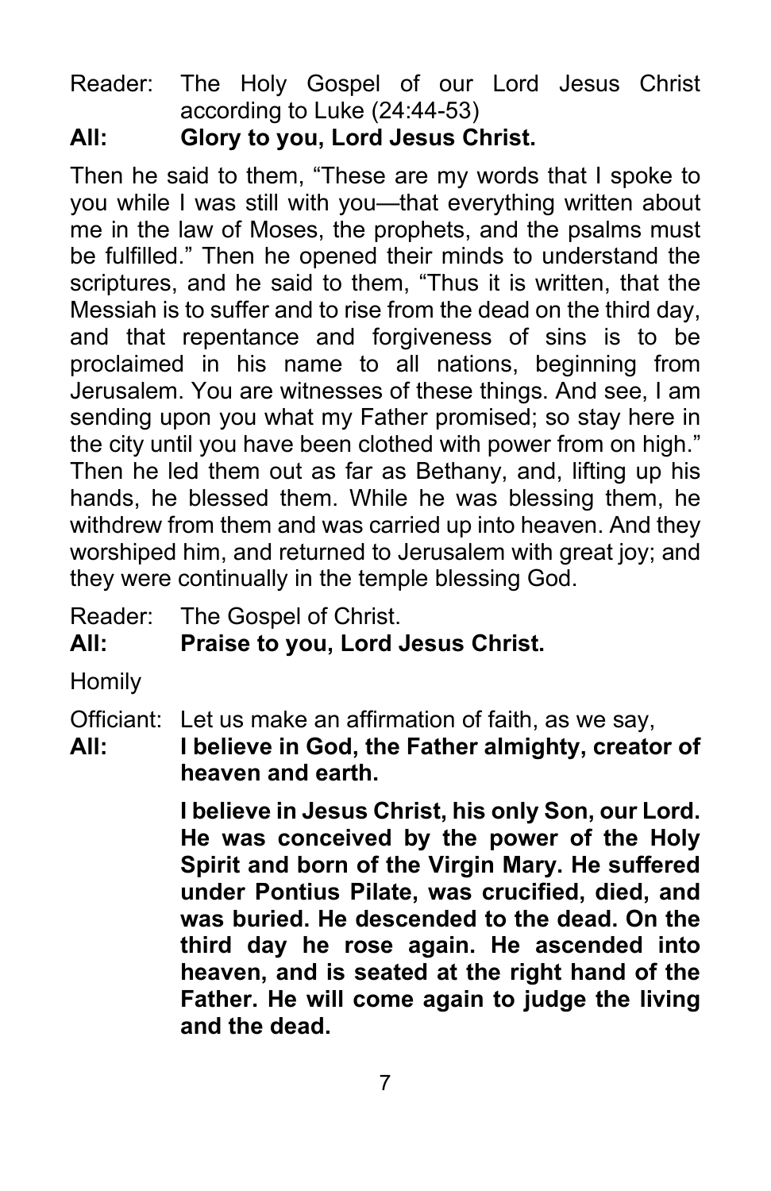Reader: The Holy Gospel of our Lord Jesus Christ according to Luke (24:44-53)

**All: Glory to you, Lord Jesus Christ.**

Then he said to them, "These are my words that I spoke to you while I was still with you—that everything written about me in the law of Moses, the prophets, and the psalms must be fulfilled." Then he opened their minds to understand the scriptures, and he said to them, "Thus it is written, that the Messiah is to suffer and to rise from the dead on the third day, and that repentance and forgiveness of sins is to be proclaimed in his name to all nations, beginning from Jerusalem. You are witnesses of these things. And see, I am sending upon you what my Father promised; so stay here in the city until you have been clothed with power from on high." Then he led them out as far as Bethany, and, lifting up his hands, he blessed them. While he was blessing them, he withdrew from them and was carried up into heaven. And they worshiped him, and returned to Jerusalem with great joy; and they were continually in the temple blessing God.

Reader: The Gospel of Christ.

**All: Praise to you, Lord Jesus Christ.**

Homily

Officiant: Let us make an affirmation of faith, as we say,

**All: I believe in God, the Father almighty, creator of heaven and earth.**

**I believe in Jesus Christ, his only Son, our Lord. He was conceived by the power of the Holy Spirit and born of the Virgin Mary. He suffered under Pontius Pilate, was crucified, died, and was buried. He descended to the dead. On the third day he rose again. He ascended into heaven, and is seated at the right hand of the Father. He will come again to judge the living and the dead.**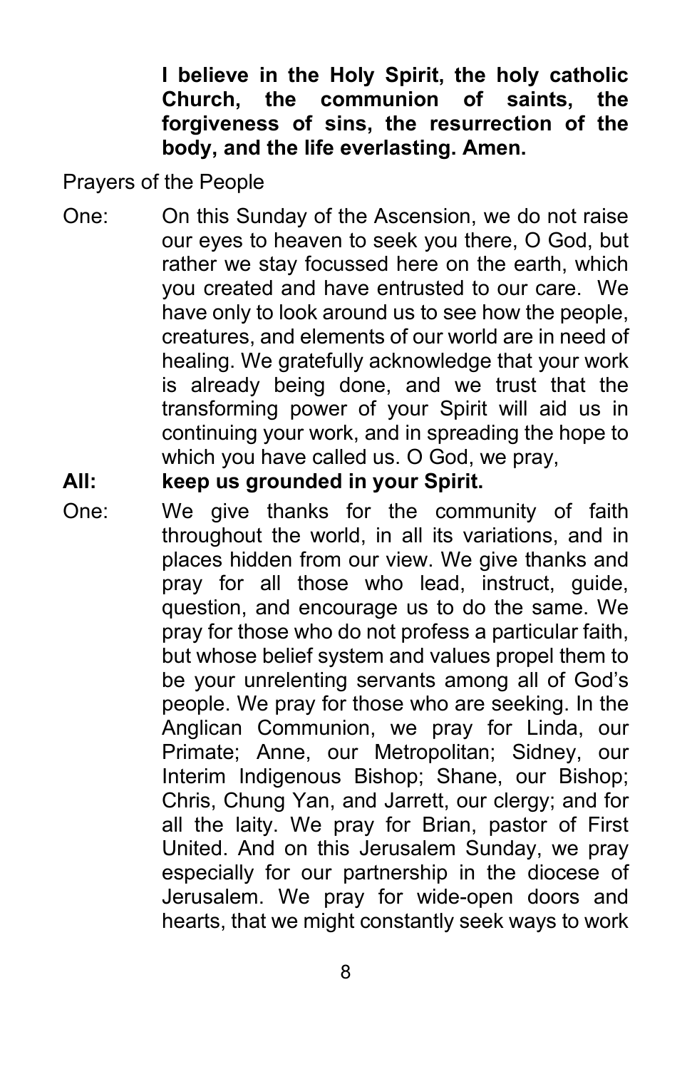**I believe in the Holy Spirit, the holy catholic Church, the communion of saints, the forgiveness of sins, the resurrection of the body, and the life everlasting. Amen.**

Prayers of the People

One: On this Sunday of the Ascension, we do not raise our eyes to heaven to seek you there, O God, but rather we stay focussed here on the earth, which you created and have entrusted to our care. We have only to look around us to see how the people, creatures, and elements of our world are in need of healing. We gratefully acknowledge that your work is already being done, and we trust that the transforming power of your Spirit will aid us in continuing your work, and in spreading the hope to which you have called us. O God, we pray,

**All: keep us grounded in your Spirit.**

One: We give thanks for the community of faith throughout the world, in all its variations, and in places hidden from our view. We give thanks and pray for all those who lead, instruct, guide, question, and encourage us to do the same. We pray for those who do not profess a particular faith, but whose belief system and values propel them to be your unrelenting servants among all of God's people. We pray for those who are seeking. In the Anglican Communion, we pray for Linda, our Primate; Anne, our Metropolitan; Sidney, our Interim Indigenous Bishop; Shane, our Bishop; Chris, Chung Yan, and Jarrett, our clergy; and for all the laity. We pray for Brian, pastor of First United. And on this Jerusalem Sunday, we pray especially for our partnership in the diocese of Jerusalem. We pray for wide-open doors and hearts, that we might constantly seek ways to work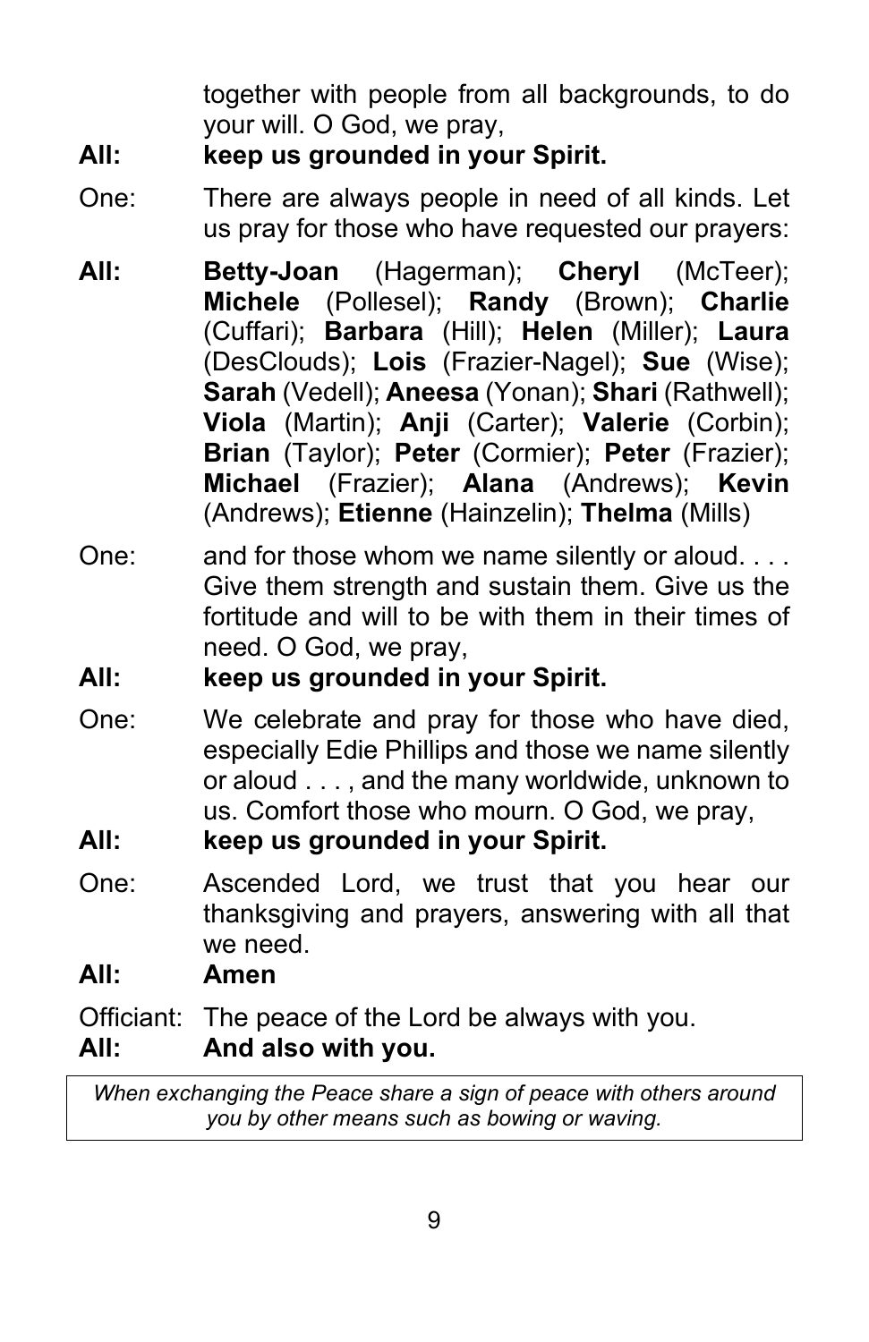together with people from all backgrounds, to do your will. O God, we pray,

**All:** **keep us grounded in your Spirit.**

One: There are always people in need of all kinds. Let us pray for those who have requested our prayers:

**All:** **Betty-Joan** (Hagerman); **Cheryl** (McTeer); **Michele** (Pollesel); **Randy** (Brown); **Charlie** (Cuffari); **Barbara** (Hill); **Helen** (Miller); **Laura** (DesClouds); **Lois** (Frazier-Nagel); **Sue** (Wise); **Sarah** (Vedell); **Aneesa** (Yonan); **Shari** (Rathwell); **Viola** (Martin); **Anji** (Carter); **Valerie** (Corbin); **Brian** (Taylor); **Peter** (Cormier); **Peter** (Frazier); **Michael** (Frazier); **Alana** (Andrews); **Kevin** (Andrews); **Etienne** (Hainzelin); **Thelma** (Mills)

One: and for those whom we name silently or aloud. . . . Give them strength and sustain them. Give us the fortitude and will to be with them in their times of need. O God, we pray,

**All:** **keep us grounded in your Spirit.**

One: We celebrate and pray for those who have died, especially Edie Phillips and those we name silently or aloud . . . , and the many worldwide, unknown to us. Comfort those who mourn. O God, we pray,

**All:** **keep us grounded in your Spirit.**

One: Ascended Lord, we trust that you hear our thanksgiving and prayers, answering with all that we need.

**All:** **Amen**

Officiant: The peace of the Lord be always with you.

**All:** **And also with you.**

*When exchanging the Peace share a sign of peace with others around you by other means such as bowing or waving.*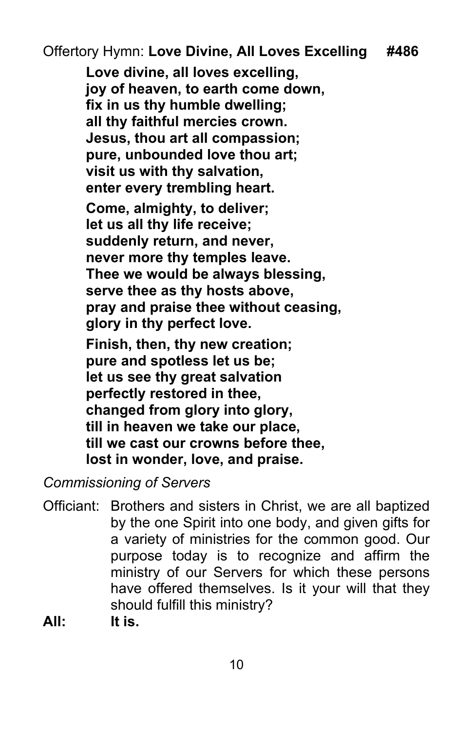Offertory Hymn: **Love Divine, All Loves Excelling #486**

**Love divine, all loves excelling,**
**joy of heaven, to earth come down,**
**fix in us thy humble dwelling;**
**all thy faithful mercies crown.**
**Jesus, thou art all compassion;**
**pure, unbounded love thou art;**
**visit us with thy salvation,**
**enter every trembling heart.**

**Come, almighty, to deliver;**
**let us all thy life receive;**
**suddenly return, and never,**
**never more thy temples leave.**
**Thee we would be always blessing,**
**serve thee as thy hosts above,**
**pray and praise thee without ceasing,**
**glory in thy perfect love.**

**Finish, then, thy new creation;**
**pure and spotless let us be;**
**let us see thy great salvation**
**perfectly restored in thee,**
**changed from glory into glory,**
**till in heaven we take our place,**
**till we cast our crowns before thee,**
**lost in wonder, love, and praise.**

*Commissioning of Servers*

Officiant: Brothers and sisters in Christ, we are all baptized by the one Spirit into one body, and given gifts for a variety of ministries for the common good. Our purpose today is to recognize and affirm the ministry of our Servers for which these persons have offered themselves. Is it your will that they should fulfill this ministry?

**All: It is.**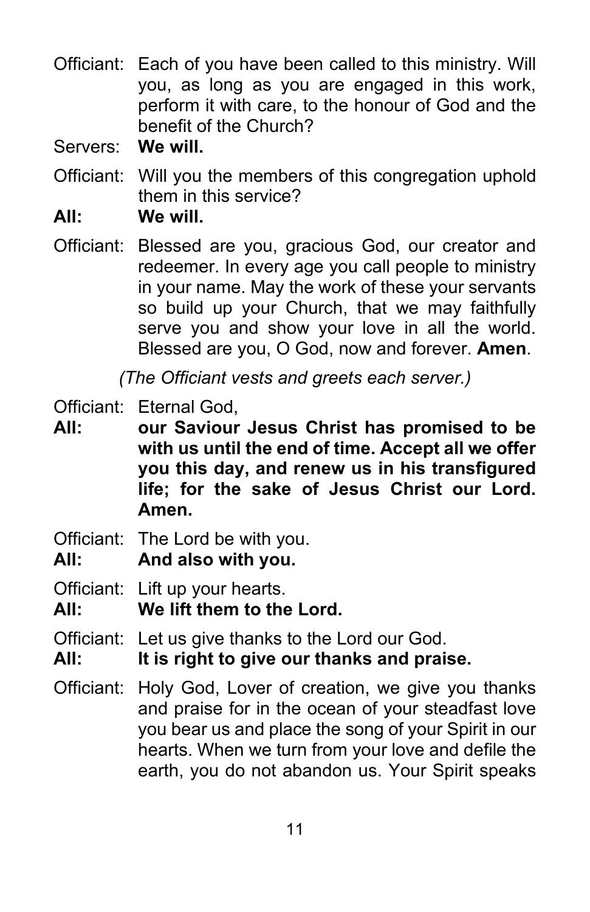Officiant: Each of you have been called to this ministry. Will you, as long as you are engaged in this work, perform it with care, to the honour of God and the benefit of the Church?

Servers: **We will.**

Officiant: Will you the members of this congregation uphold them in this service?

**All: We will.**

Officiant: Blessed are you, gracious God, our creator and redeemer. In every age you call people to ministry in your name. May the work of these your servants so build up your Church, that we may faithfully serve you and show your love in all the world. Blessed are you, O God, now and forever. **Amen**.

*(The Officiant vests and greets each server.)*

Officiant: Eternal God,

**All: our Saviour Jesus Christ has promised to be with us until the end of time. Accept all we offer you this day, and renew us in his transfigured life; for the sake of Jesus Christ our Lord. Amen.**

Officiant: The Lord be with you.

**All: And also with you.**

Officiant: Lift up your hearts.

**All: We lift them to the Lord.**

Officiant: Let us give thanks to the Lord our God.

**All: It is right to give our thanks and praise.**

Officiant: Holy God, Lover of creation, we give you thanks and praise for in the ocean of your steadfast love you bear us and place the song of your Spirit in our hearts. When we turn from your love and defile the earth, you do not abandon us. Your Spirit speaks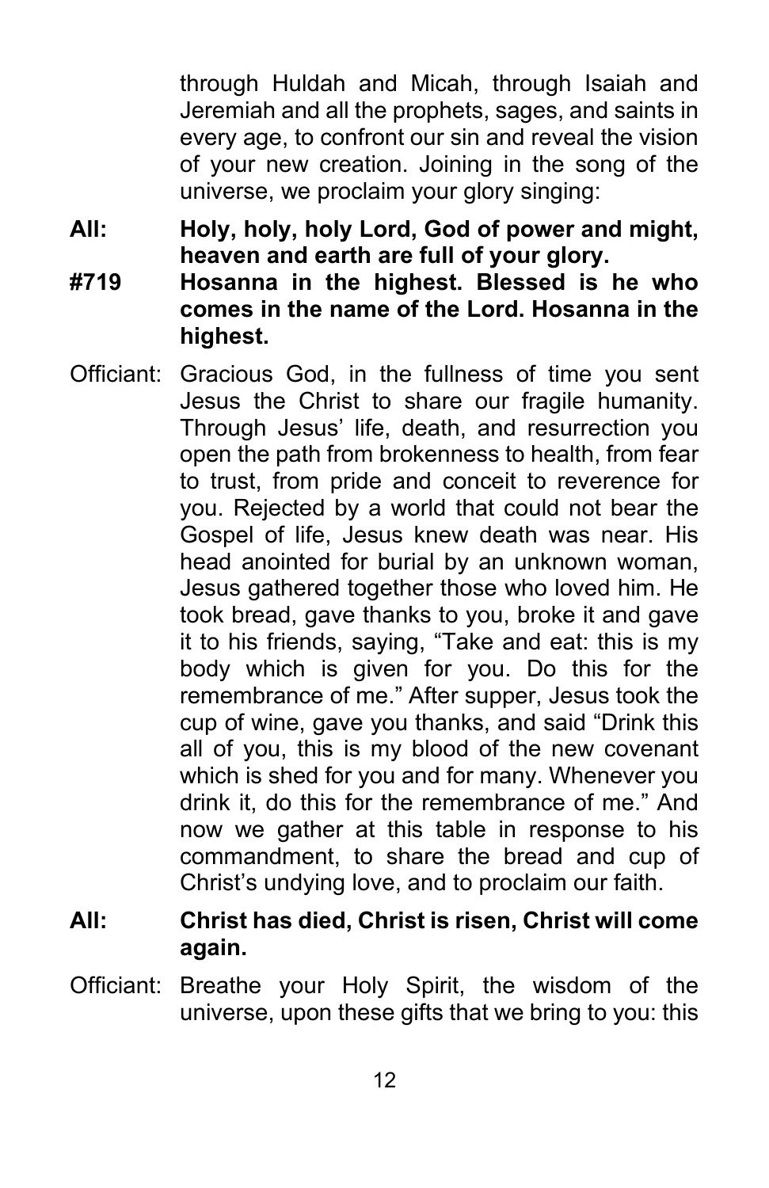through Huldah and Micah, through Isaiah and Jeremiah and all the prophets, sages, and saints in every age, to confront our sin and reveal the vision of your new creation. Joining in the song of the universe, we proclaim your glory singing:

**All:** **Holy, holy, holy Lord, God of power and might, heaven and earth are full of your glory.**
**#719** **Hosanna in the highest. Blessed is he who comes in the name of the Lord. Hosanna in the highest.**

Officiant: Gracious God, in the fullness of time you sent Jesus the Christ to share our fragile humanity. Through Jesus' life, death, and resurrection you open the path from brokenness to health, from fear to trust, from pride and conceit to reverence for you. Rejected by a world that could not bear the Gospel of life, Jesus knew death was near. His head anointed for burial by an unknown woman, Jesus gathered together those who loved him. He took bread, gave thanks to you, broke it and gave it to his friends, saying, "Take and eat: this is my body which is given for you. Do this for the remembrance of me." After supper, Jesus took the cup of wine, gave you thanks, and said "Drink this all of you, this is my blood of the new covenant which is shed for you and for many. Whenever you drink it, do this for the remembrance of me." And now we gather at this table in response to his commandment, to share the bread and cup of Christ's undying love, and to proclaim our faith.

**All:** **Christ has died, Christ is risen, Christ will come again.**

Officiant: Breathe your Holy Spirit, the wisdom of the universe, upon these gifts that we bring to you: this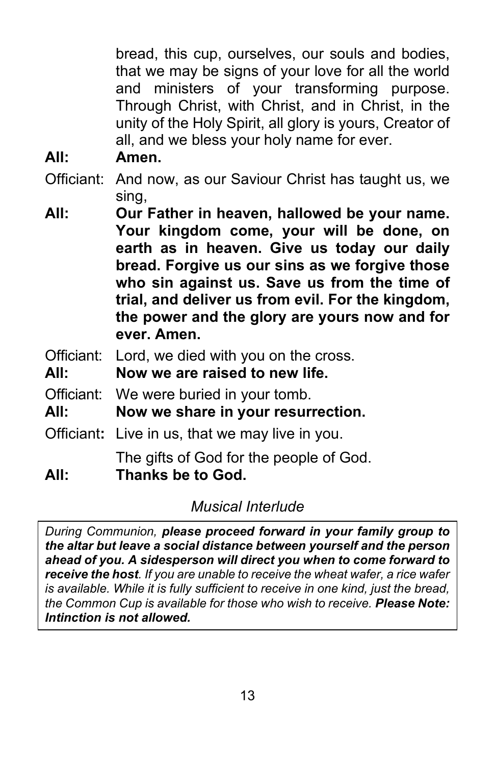bread, this cup, ourselves, our souls and bodies, that we may be signs of your love for all the world and ministers of your transforming purpose. Through Christ, with Christ, and in Christ, in the unity of the Holy Spirit, all glory is yours, Creator of all, and we bless your holy name for ever.

**All:** **Amen.**

Officiant: And now, as our Saviour Christ has taught us, we sing,

**All:** **Our Father in heaven, hallowed be your name. Your kingdom come, your will be done, on earth as in heaven. Give us today our daily bread. Forgive us our sins as we forgive those who sin against us. Save us from the time of trial, and deliver us from evil. For the kingdom, the power and the glory are yours now and for ever. Amen.**

Officiant: Lord, we died with you on the cross.

**All:** **Now we are raised to new life.**

Officiant: We were buried in your tomb.

**All:** **Now we share in your resurrection.**

Officiant**:** Live in us, that we may live in you.

The gifts of God for the people of God.

**All:** **Thanks be to God.**

*Musical Interlude*

*During Communion,* ***please proceed forward in your family group to the altar but leave a social distance between yourself and the person ahead of you. A sidesperson will direct you when to come forward to receive the host****. If you are unable to receive the wheat wafer, a rice wafer is available. While it is fully sufficient to receive in one kind, just the bread, the Common Cup is available for those who wish to receive.* ***Please Note: Intinction is not allowed.***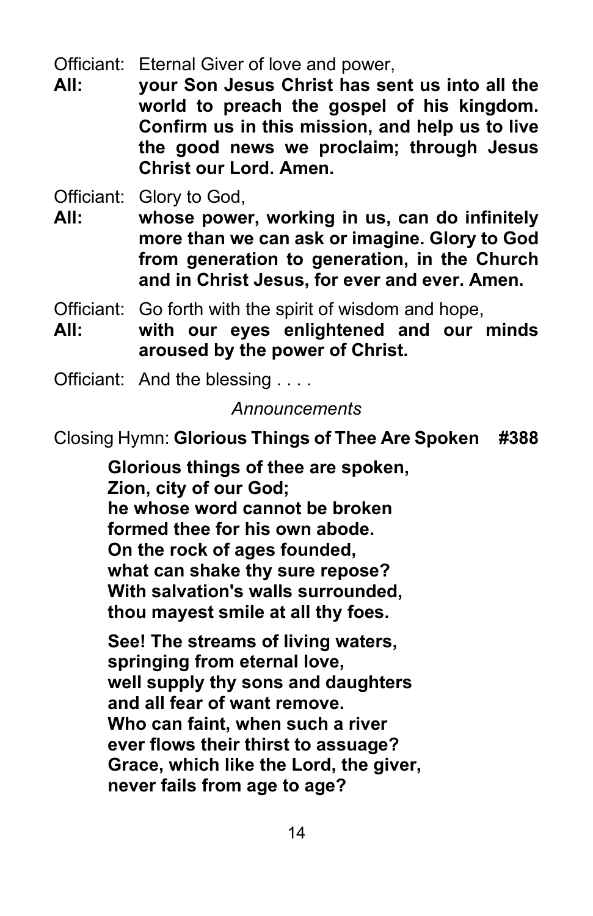Officiant: Eternal Giver of love and power,

**All: your Son Jesus Christ has sent us into all the world to preach the gospel of his kingdom. Confirm us in this mission, and help us to live the good news we proclaim; through Jesus Christ our Lord. Amen.**

Officiant: Glory to God,

**All: whose power, working in us, can do infinitely more than we can ask or imagine. Glory to God from generation to generation, in the Church and in Christ Jesus, for ever and ever. Amen.**

Officiant: Go forth with the spirit of wisdom and hope,

**All: with our eyes enlightened and our minds aroused by the power of Christ.**

Officiant: And the blessing . . . .

*Announcements*

Closing Hymn: **Glorious Things of Thee Are Spoken #388**

**Glorious things of thee are spoken,**
**Zion, city of our God;**
**he whose word cannot be broken**
**formed thee for his own abode.**
**On the rock of ages founded,**
**what can shake thy sure repose?**
**With salvation's walls surrounded,**
**thou mayest smile at all thy foes.**

**See! The streams of living waters,**
**springing from eternal love,**
**well supply thy sons and daughters**
**and all fear of want remove.**
**Who can faint, when such a river**
**ever flows their thirst to assuage?**
**Grace, which like the Lord, the giver,**
**never fails from age to age?**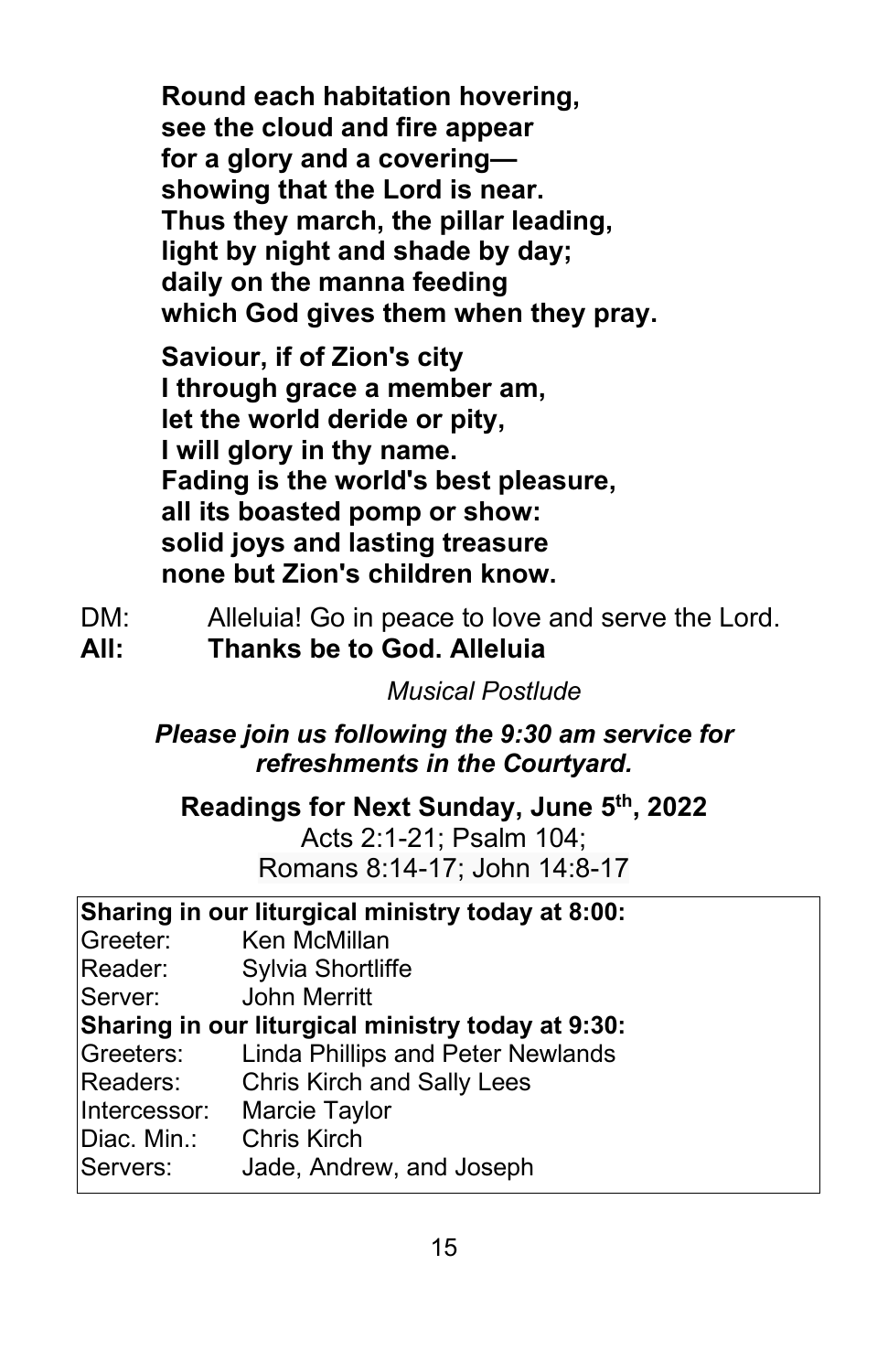**Round each habitation hovering,**
**see the cloud and fire appear**
**for a glory and a covering—**
**showing that the Lord is near.**
**Thus they march, the pillar leading,**
**light by night and shade by day;**
**daily on the manna feeding**
**which God gives them when they pray.**

**Saviour, if of Zion's city**
**I through grace a member am,**
**let the world deride or pity,**
**I will glory in thy name.**
**Fading is the world's best pleasure,**
**all its boasted pomp or show:**
**solid joys and lasting treasure**
**none but Zion's children know.**

DM: Alleluia! Go in peace to love and serve the Lord.
**All: Thanks be to God. Alleluia**

*Musical Postlude*

***Please join us following the 9:30 am service for refreshments in the Courtyard.***

**Readings for Next Sunday, June 5th, 2022**
Acts 2:1-21; Psalm 104;
Romans 8:14-17; John 14:8-17

**Sharing in our liturgical ministry today at 8:00:**

| | |
|---|---|
| Greeter: | Ken McMillan |
| Reader: | Sylvia Shortliffe |
| Server: | John Merritt |

**Sharing in our liturgical ministry today at 9:30:**

| | |
|---|---|
| Greeters: | Linda Phillips and Peter Newlands |
| Readers: | Chris Kirch and Sally Lees |
| Intercessor: | Marcie Taylor |
| Diac. Min.: | Chris Kirch |
| Servers: | Jade, Andrew, and Joseph |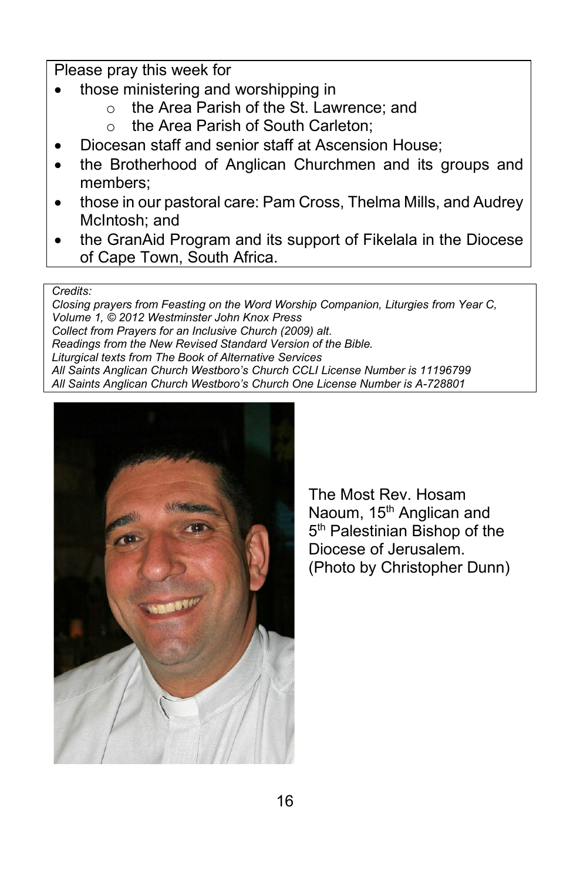Please pray this week for

- those ministering and worshipping in
  - the Area Parish of the St. Lawrence; and
  - the Area Parish of South Carleton;
- Diocesan staff and senior staff at Ascension House;
- the Brotherhood of Anglican Churchmen and its groups and members;
- those in our pastoral care: Pam Cross, Thelma Mills, and Audrey McIntosh; and
- the GranAid Program and its support of Fikelala in the Diocese of Cape Town, South Africa.

*Credits:*
*Closing prayers from Feasting on the Word Worship Companion, Liturgies from Year C, Volume 1, © 2012 Westminster John Knox Press*
*Collect from Prayers for an Inclusive Church (2009) alt.*
*Readings from the New Revised Standard Version of the Bible.*
*Liturgical texts from The Book of Alternative Services*
*All Saints Anglican Church Westboro's Church CCLI License Number is 11196799*
*All Saints Anglican Church Westboro's Church One License Number is A-728801*

The Most Rev. Hosam Naoum, 15th Anglican and 5th Palestinian Bishop of the Diocese of Jerusalem. (Photo by Christopher Dunn)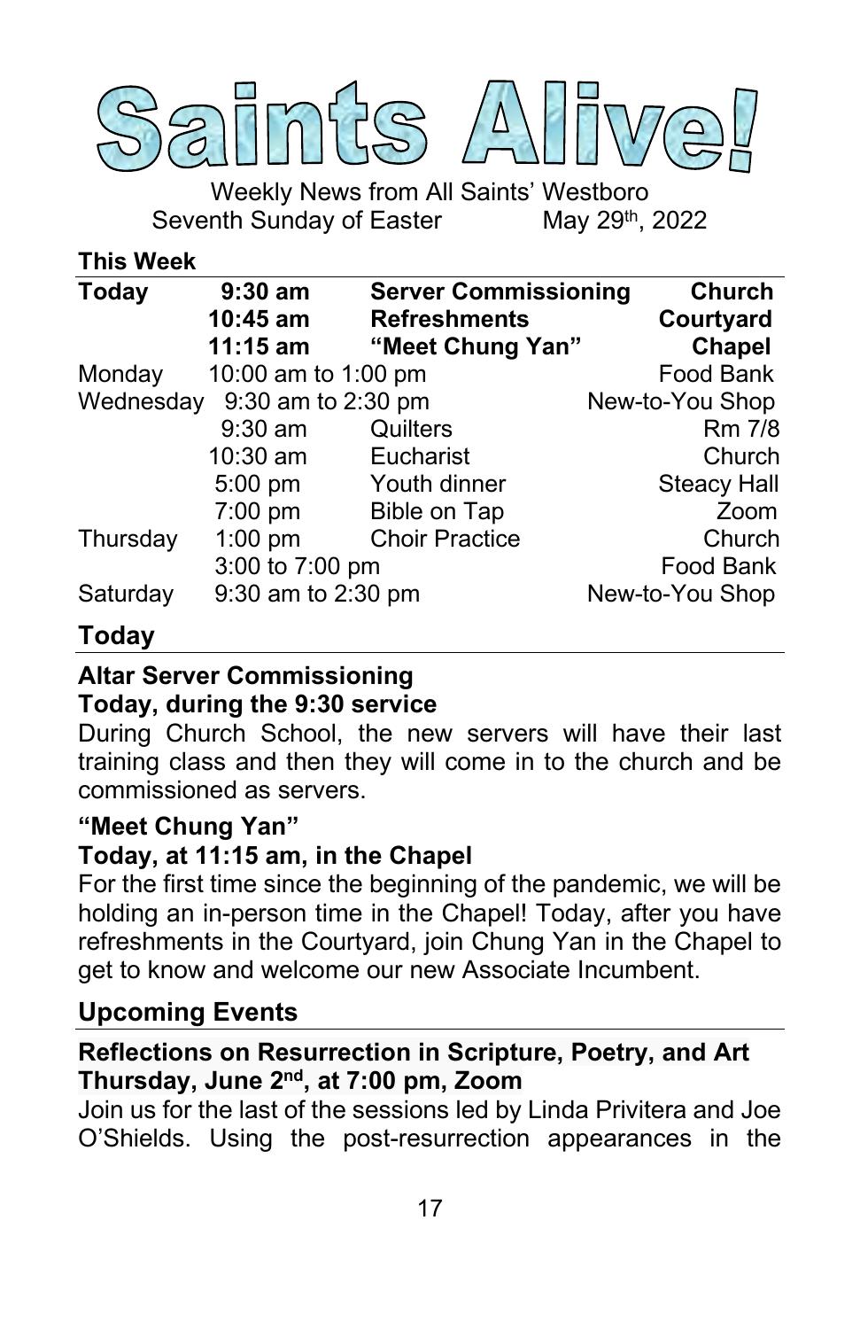# Saints Alive!

Weekly News from All Saints' Westboro

Seventh Sunday of Easter May 29th, 2022

**This Week**

| | | | |
|---|---|---|---|
| **Today** | **9:30 am** | **Server Commissioning** | **Church** |
| | **10:45 am** | **Refreshments** | **Courtyard** |
| | **11:15 am** | **"Meet Chung Yan"** | **Chapel** |
| Monday | 10:00 am to 1:00 pm | | Food Bank |
| Wednesday | 9:30 am to 2:30 pm | | New-to-You Shop |
| | 9:30 am | Quilters | Rm 7/8 |
| | 10:30 am | Eucharist | Church |
| | 5:00 pm | Youth dinner | Steacy Hall |
| | 7:00 pm | Bible on Tap | Zoom |
| Thursday | 1:00 pm | Choir Practice | Church |
| | 3:00 to 7:00 pm | | Food Bank |
| Saturday | 9:30 am to 2:30 pm | | New-to-You Shop |

## Today

**Altar Server Commissioning**
**Today, during the 9:30 service**

During Church School, the new servers will have their last training class and then they will come in to the church and be commissioned as servers.

**"Meet Chung Yan"**
**Today, at 11:15 am, in the Chapel**

For the first time since the beginning of the pandemic, we will be holding an in-person time in the Chapel! Today, after you have refreshments in the Courtyard, join Chung Yan in the Chapel to get to know and welcome our new Associate Incumbent.

## Upcoming Events

**Reflections on Resurrection in Scripture, Poetry, and Art**
**Thursday, June 2nd, at 7:00 pm, Zoom**

Join us for the last of the sessions led by Linda Privitera and Joe O'Shields. Using the post-resurrection appearances in the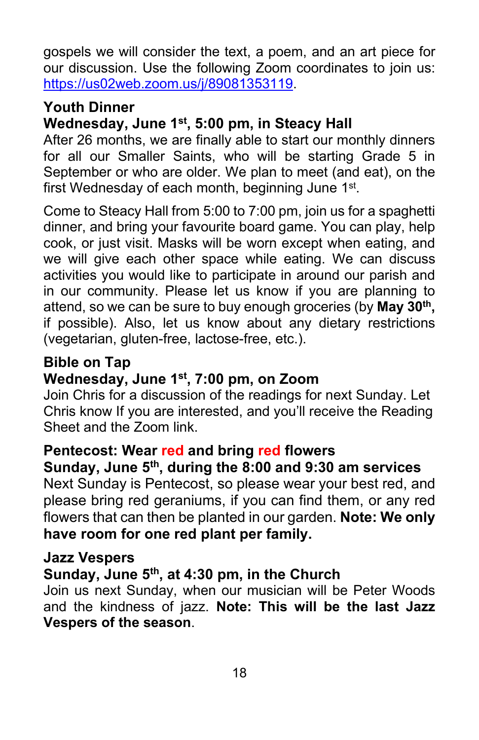gospels we will consider the text, a poem, and an art piece for our discussion. Use the following Zoom coordinates to join us: https://us02web.zoom.us/j/89081353119.

**Youth Dinner**
**Wednesday, June 1st, 5:00 pm, in Steacy Hall**
After 26 months, we are finally able to start our monthly dinners for all our Smaller Saints, who will be starting Grade 5 in September or who are older. We plan to meet (and eat), on the first Wednesday of each month, beginning June 1st.

Come to Steacy Hall from 5:00 to 7:00 pm, join us for a spaghetti dinner, and bring your favourite board game. You can play, help cook, or just visit. Masks will be worn except when eating, and we will give each other space while eating. We can discuss activities you would like to participate in around our parish and in our community. Please let us know if you are planning to attend, so we can be sure to buy enough groceries (by **May 30th,** if possible). Also, let us know about any dietary restrictions (vegetarian, gluten-free, lactose-free, etc.).

**Bible on Tap**
**Wednesday, June 1st, 7:00 pm, on Zoom**
Join Chris for a discussion of the readings for next Sunday. Let Chris know If you are interested, and you'll receive the Reading Sheet and the Zoom link.

**Pentecost: Wear red and bring red flowers**
**Sunday, June 5th, during the 8:00 and 9:30 am services**
Next Sunday is Pentecost, so please wear your best red, and please bring red geraniums, if you can find them, or any red flowers that can then be planted in our garden. **Note: We only have room for one red plant per family.**

**Jazz Vespers**
**Sunday, June 5th, at 4:30 pm, in the Church**
Join us next Sunday, when our musician will be Peter Woods and the kindness of jazz. **Note: This will be the last Jazz Vespers of the season**.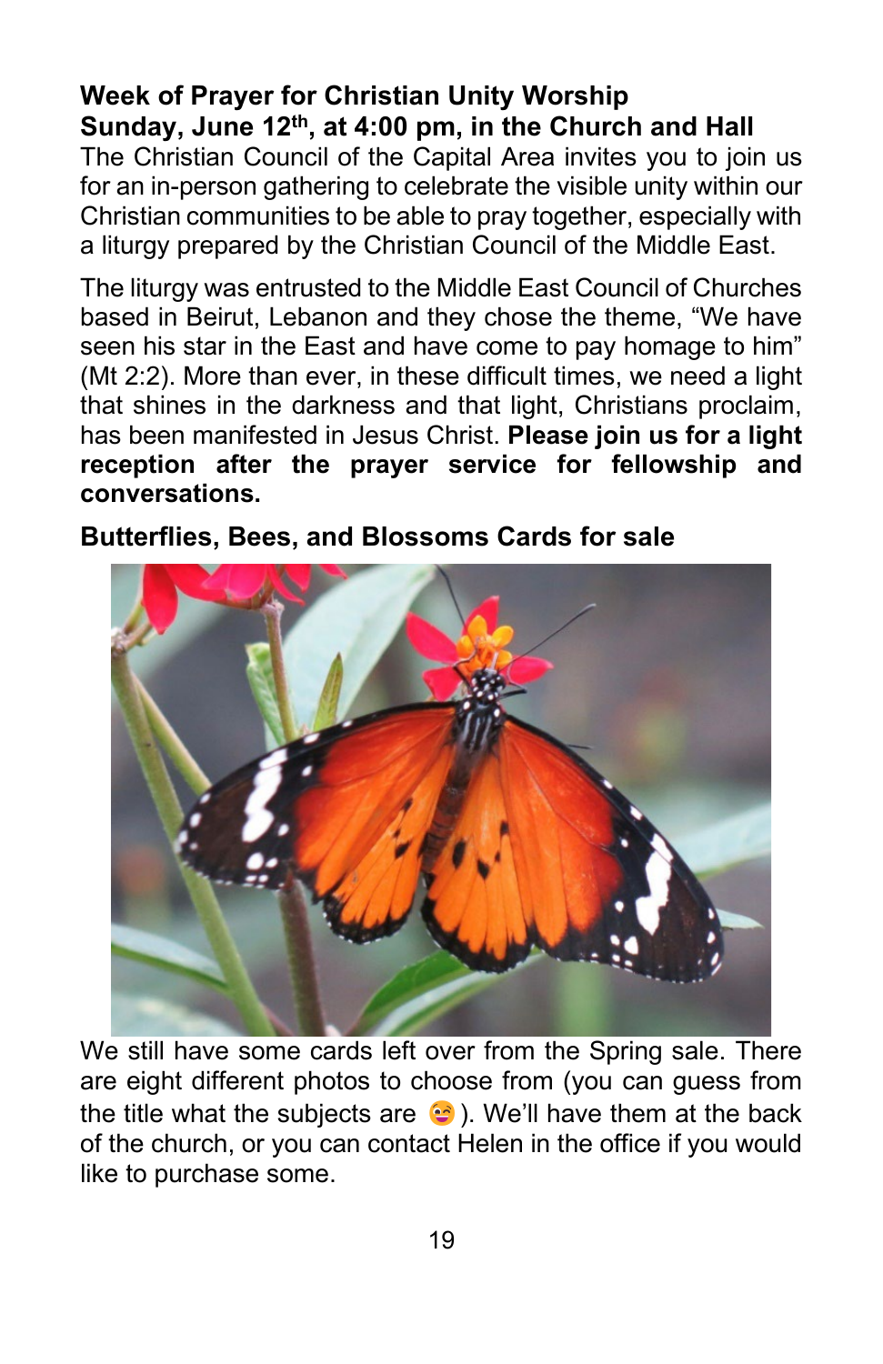**Week of Prayer for Christian Unity Worship**
**Sunday, June 12th, at 4:00 pm, in the Church and Hall**

The Christian Council of the Capital Area invites you to join us for an in-person gathering to celebrate the visible unity within our Christian communities to be able to pray together, especially with a liturgy prepared by the Christian Council of the Middle East.

The liturgy was entrusted to the Middle East Council of Churches based in Beirut, Lebanon and they chose the theme, "We have seen his star in the East and have come to pay homage to him" (Mt 2:2). More than ever, in these difficult times, we need a light that shines in the darkness and that light, Christians proclaim, has been manifested in Jesus Christ. **Please join us for a light reception after the prayer service for fellowship and conversations.**

**Butterflies, Bees, and Blossoms Cards for sale**

We still have some cards left over from the Spring sale. There are eight different photos to choose from (you can guess from the title what the subjects are 😉). We'll have them at the back of the church, or you can contact Helen in the office if you would like to purchase some.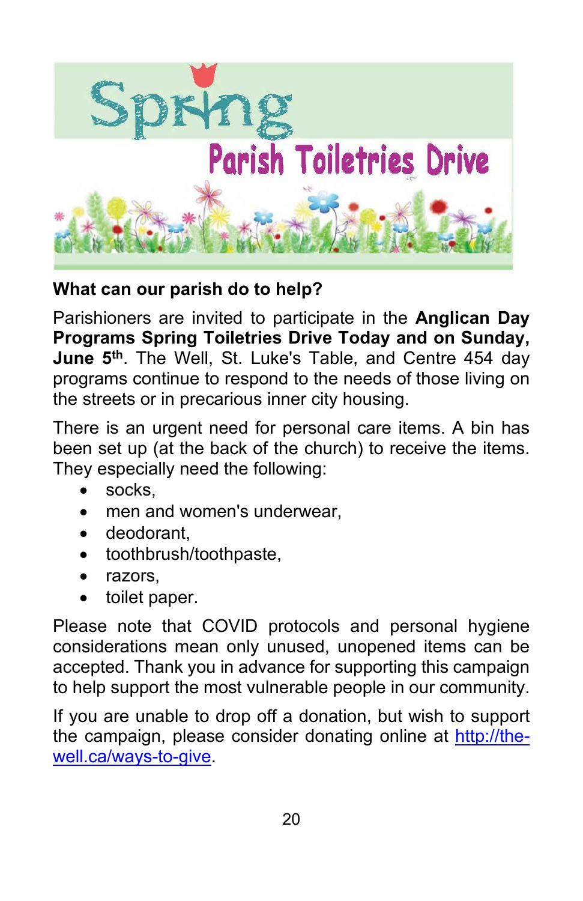# Spring Parish Toiletries Drive

**What can our parish do to help?**

Parishioners are invited to participate in the **Anglican Day Programs Spring Toiletries Drive Today and on Sunday, June 5th**. The Well, St. Luke's Table, and Centre 454 day programs continue to respond to the needs of those living on the streets or in precarious inner city housing.

There is an urgent need for personal care items. A bin has been set up (at the back of the church) to receive the items. They especially need the following:

- socks,
- men and women's underwear,
- deodorant,
- toothbrush/toothpaste,
- razors,
- toilet paper.

Please note that COVID protocols and personal hygiene considerations mean only unused, unopened items can be accepted. Thank you in advance for supporting this campaign to help support the most vulnerable people in our community.

If you are unable to drop off a donation, but wish to support the campaign, please consider donating online at http://the-well.ca/ways-to-give.